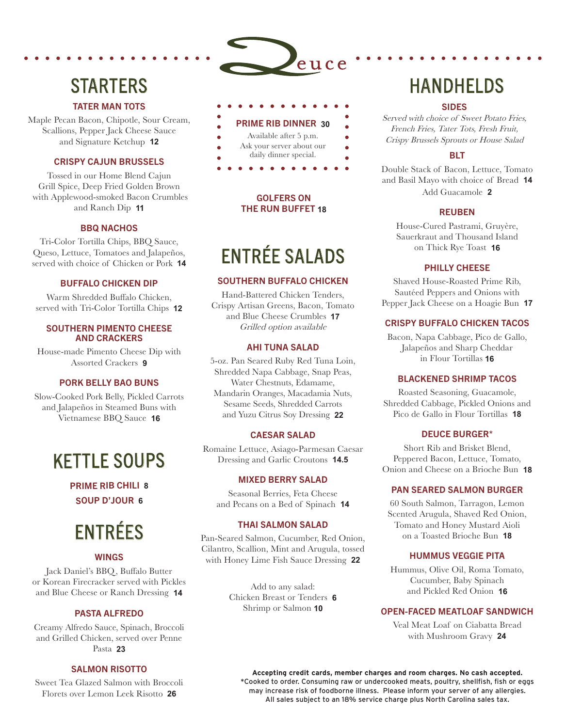# Deuce

## STARTERS

### TATER MAN TOTS

Maple Pecan Bacon, Chipotle, Sour Cream, Scallions, Pepper Jack Cheese Sauce and Signature Ketchup **12**

### CRISPY CAJUN BRUSSELS

Tossed in our Home Blend Cajun Grill Spice, Deep Fried Golden Brown with Applewood-smoked Bacon Crumbles and Ranch Dip **11**

### BBQ NACHOS

Tri-Color Tortilla Chips, BBQ Sauce, Queso, Lettuce, Tomatoes and Jalapeños, served with choice of Chicken or Pork **14**

### BUFFALO CHICKEN DIP

Warm Shredded Buffalo Chicken, served with Tri-Color Tortilla Chips **12**

### SOUTHERN PIMENTO CHEESE AND CRACKERS

House-made Pimento Cheese Dip with Assorted Crackers **9**

### PORK BELLY BAO BUNS

Slow-Cooked Pork Belly, Pickled Carrots and Jalapeños in Steamed Buns with Vietnamese BBQ Sauce **16**

## KETTLE SOUPS

**PRIME RIB CHILI 8**

**SOUP D'JOUR 6**

## ENTRÉES

### WINGS

Jack Daniel's BBQ, Buffalo Butter or Korean Firecracker served with Pickles and Blue Cheese or Ranch Dressing **14**

### PASTA ALFREDO

Creamy Alfredo Sauce, Spinach, Broccoli and Grilled Chicken, served over Penne Pasta **23**

### SALMON RISOTTO

Sweet Tea Glazed Salmon with Broccoli Florets over Lemon Leek Risotto **26**

### PRIME RIB DINNER 30

Available after 5 p.m.
Ask your server about our daily dinner special.

### GOLFERS ON THE RUN BUFFET 18

## ENTRÉE SALADS

### SOUTHERN BUFFALO CHICKEN

Hand-Battered Chicken Tenders, Crispy Artisan Greens, Bacon, Tomato and Blue Cheese Crumbles **17**
*Grilled option available*

### AHI TUNA SALAD

5-oz. Pan Seared Ruby Red Tuna Loin, Shredded Napa Cabbage, Snap Peas, Water Chestnuts, Edamame, Mandarin Oranges, Macadamia Nuts, Sesame Seeds, Shredded Carrots and Yuzu Citrus Soy Dressing **22**

### CAESAR SALAD

Romaine Lettuce, Asiago-Parmesan Caesar Dressing and Garlic Croutons **14.5**

### MIXED BERRY SALAD

Seasonal Berries, Feta Cheese and Pecans on a Bed of Spinach **14**

### THAI SALMON SALAD

Pan-Seared Salmon, Cucumber, Red Onion, Cilantro, Scallion, Mint and Arugula, tossed with Honey Lime Fish Sauce Dressing **22**

Add to any salad:
Chicken Breast or Tenders **6**
Shrimp or Salmon **10**

## HANDHELDS

### SIDES

*Served with choice of Sweet Potato Fries, French Fries, Tater Tots, Fresh Fruit, Crispy Brussels Sprouts or House Salad*

### BLT

Double Stack of Bacon, Lettuce, Tomato and Basil Mayo with choice of Bread **14**
Add Guacamole **2**

### REUBEN

House-Cured Pastrami, Gruyère, Sauerkraut and Thousand Island on Thick Rye Toast **16**

### PHILLY CHEESE

Shaved House-Roasted Prime Rib, Sautéed Peppers and Onions with Pepper Jack Cheese on a Hoagie Bun **17**

### CRISPY BUFFALO CHICKEN TACOS

Bacon, Napa Cabbage, Pico de Gallo, Jalapeños and Sharp Cheddar in Flour Tortillas **16**

### BLACKENED SHRIMP TACOS

Roasted Seasoning, Guacamole, Shredded Cabbage, Pickled Onions and Pico de Gallo in Flour Tortillas **18**

### DEUCE BURGER*

Short Rib and Brisket Blend, Peppered Bacon, Lettuce, Tomato, Onion and Cheese on a Brioche Bun **18**

### PAN SEARED SALMON BURGER

60 South Salmon, Tarragon, Lemon Scented Arugula, Shaved Red Onion, Tomato and Honey Mustard Aioli on a Toasted Brioche Bun **18**

### HUMMUS VEGGIE PITA

Hummus, Olive Oil, Roma Tomato, Cucumber, Baby Spinach and Pickled Red Onion **16**

### OPEN-FACED MEATLOAF SANDWICH

Veal Meat Loaf on Ciabatta Bread with Mushroom Gravy **24**

**Accepting credit cards, member charges and room charges. No cash accepted.**
*Cooked to order. Consuming raw or undercooked meats, poultry, shellfish, fish or eggs may increase risk of foodborne illness. Please inform your server of any allergies.
All sales subject to an 18% service charge plus North Carolina sales tax.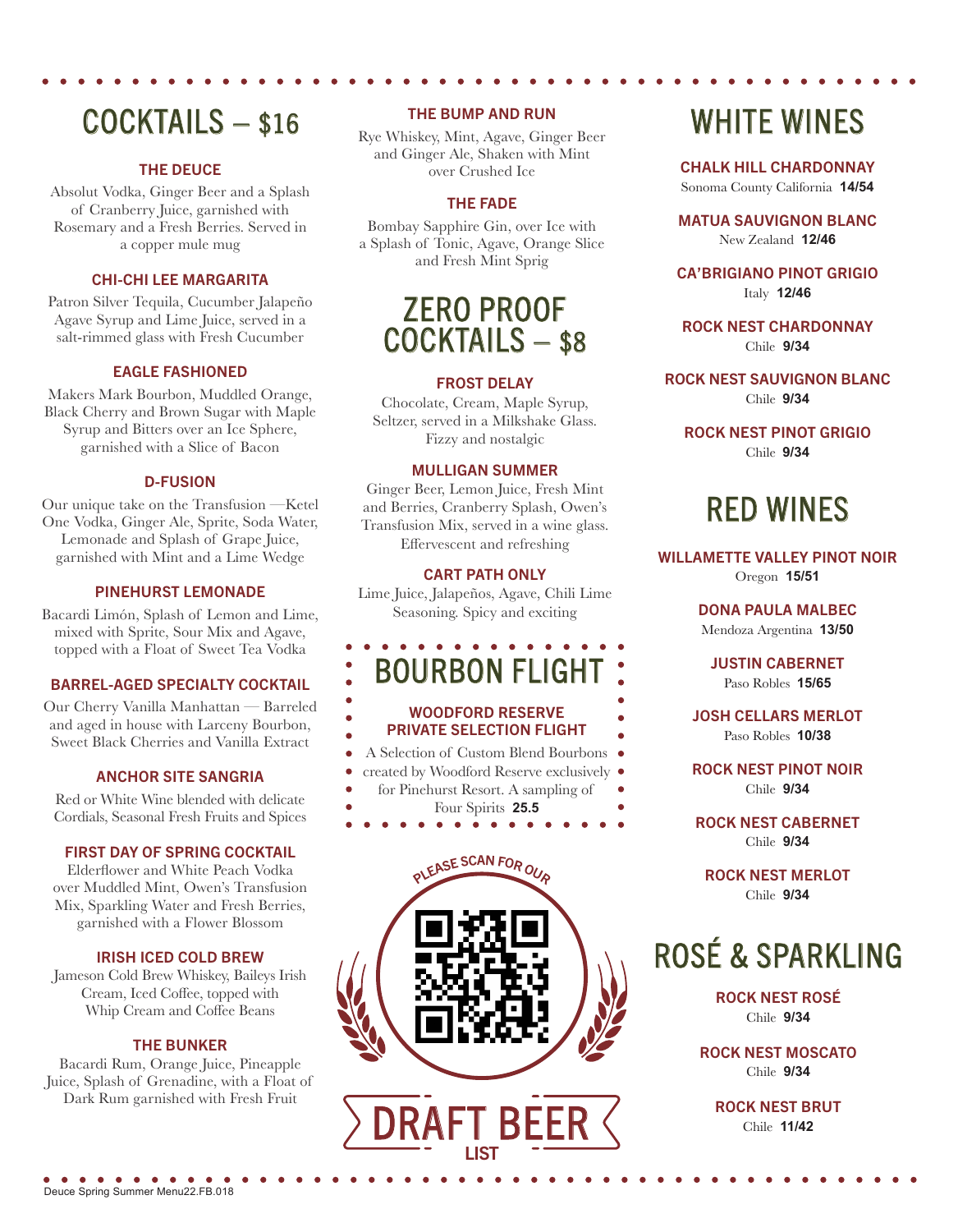## COCKTAILS – $16

### THE DEUCE

Absolut Vodka, Ginger Beer and a Splash of Cranberry Juice, garnished with Rosemary and a Fresh Berries. Served in a copper mule mug

### CHI-CHI LEE MARGARITA

Patron Silver Tequila, Cucumber Jalapeño Agave Syrup and Lime Juice, served in a salt-rimmed glass with Fresh Cucumber

### EAGLE FASHIONED

Makers Mark Bourbon, Muddled Orange, Black Cherry and Brown Sugar with Maple Syrup and Bitters over an Ice Sphere, garnished with a Slice of Bacon

### D-FUSION

Our unique take on the Transfusion —Ketel One Vodka, Ginger Ale, Sprite, Soda Water, Lemonade and Splash of Grape Juice, garnished with Mint and a Lime Wedge

### PINEHURST LEMONADE

Bacardi Limón, Splash of Lemon and Lime, mixed with Sprite, Sour Mix and Agave, topped with a Float of Sweet Tea Vodka

### BARREL-AGED SPECIALTY COCKTAIL

Our Cherry Vanilla Manhattan — Barreled and aged in house with Larceny Bourbon, Sweet Black Cherries and Vanilla Extract

### ANCHOR SITE SANGRIA

Red or White Wine blended with delicate Cordials, Seasonal Fresh Fruits and Spices

### FIRST DAY OF SPRING COCKTAIL

Elderflower and White Peach Vodka over Muddled Mint, Owen's Transfusion Mix, Sparkling Water and Fresh Berries, garnished with a Flower Blossom

### IRISH ICED COLD BREW

Jameson Cold Brew Whiskey, Baileys Irish Cream, Iced Coffee, topped with Whip Cream and Coffee Beans

### THE BUNKER

Bacardi Rum, Orange Juice, Pineapple Juice, Splash of Grenadine, with a Float of Dark Rum garnished with Fresh Fruit

### THE BUMP AND RUN

Rye Whiskey, Mint, Agave, Ginger Beer and Ginger Ale, Shaken with Mint over Crushed Ice

### THE FADE

Bombay Sapphire Gin, over Ice with a Splash of Tonic, Agave, Orange Slice and Fresh Mint Sprig

## ZERO PROOF COCKTAILS – $8

### FROST DELAY

Chocolate, Cream, Maple Syrup, Seltzer, served in a Milkshake Glass. Fizzy and nostalgic

### MULLIGAN SUMMER

Ginger Beer, Lemon Juice, Fresh Mint and Berries, Cranberry Splash, Owen's Transfusion Mix, served in a wine glass. Effervescent and refreshing

### CART PATH ONLY

Lime Juice, Jalapeños, Agave, Chili Lime Seasoning. Spicy and exciting

## BOURBON FLIGHT

### WOODFORD RESERVE PRIVATE SELECTION FLIGHT

A Selection of Custom Blend Bourbons created by Woodford Reserve exclusively for Pinehurst Resort. A sampling of Four Spirits **25.5**

PLEASE SCAN FOR OUR

DRAFT BEER LIST

## WHITE WINES

### CHALK HILL CHARDONNAY

Sonoma County California **14/54**

### MATUA SAUVIGNON BLANC

New Zealand **12/46**

### CA'BRIGIANO PINOT GRIGIO

Italy **12/46**

### ROCK NEST CHARDONNAY

Chile **9/34**

### ROCK NEST SAUVIGNON BLANC

Chile **9/34**

### ROCK NEST PINOT GRIGIO

Chile **9/34**

## RED WINES

### WILLAMETTE VALLEY PINOT NOIR

Oregon **15/51**

### DONA PAULA MALBEC

Mendoza Argentina **13/50**

### JUSTIN CABERNET

Paso Robles **15/65**

### JOSH CELLARS MERLOT

Paso Robles **10/38**

### ROCK NEST PINOT NOIR

Chile **9/34**

### ROCK NEST CABERNET

Chile **9/34**

### ROCK NEST MERLOT

Chile **9/34**

## ROSÉ & SPARKLING

### ROCK NEST ROSÉ

Chile **9/34**

### ROCK NEST MOSCATO

Chile **9/34**

### ROCK NEST BRUT

Chile **11/42**